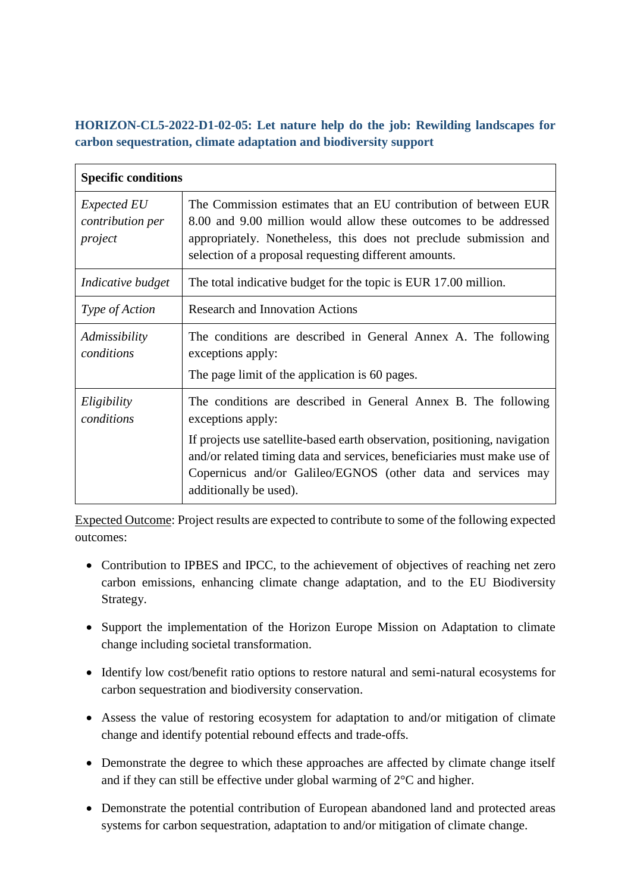### HORIZON-CL5-2022-D1-02-05: Let nature help do the job: Rewilding landscapes for carbon sequestration, climate adaptation and biodiversity support

| **Specific conditions** | |
|---|---|
| *Expected EU contribution per project* | The Commission estimates that an EU contribution of between EUR 8.00 and 9.00 million would allow these outcomes to be addressed appropriately. Nonetheless, this does not preclude submission and selection of a proposal requesting different amounts. |
| *Indicative budget* | The total indicative budget for the topic is EUR 17.00 million. |
| *Type of Action* | Research and Innovation Actions |
| *Admissibility conditions* | The conditions are described in General Annex A. The following exceptions apply:<br>The page limit of the application is 60 pages. |
| *Eligibility conditions* | The conditions are described in General Annex B. The following exceptions apply:<br>If projects use satellite-based earth observation, positioning, navigation and/or related timing data and services, beneficiaries must make use of Copernicus and/or Galileo/EGNOS (other data and services may additionally be used). |

<u>Expected Outcome</u>: Project results are expected to contribute to some of the following expected outcomes:

- Contribution to IPBES and IPCC, to the achievement of objectives of reaching net zero carbon emissions, enhancing climate change adaptation, and to the EU Biodiversity Strategy.
- Support the implementation of the Horizon Europe Mission on Adaptation to climate change including societal transformation.
- Identify low cost/benefit ratio options to restore natural and semi-natural ecosystems for carbon sequestration and biodiversity conservation.
- Assess the value of restoring ecosystem for adaptation to and/or mitigation of climate change and identify potential rebound effects and trade-offs.
- Demonstrate the degree to which these approaches are affected by climate change itself and if they can still be effective under global warming of 2°C and higher.
- Demonstrate the potential contribution of European abandoned land and protected areas systems for carbon sequestration, adaptation to and/or mitigation of climate change.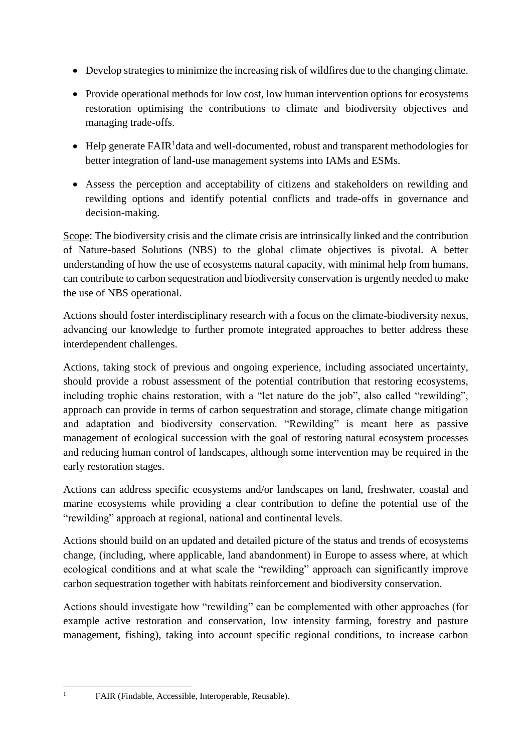- Develop strategies to minimize the increasing risk of wildfires due to the changing climate.
- Provide operational methods for low cost, low human intervention options for ecosystems restoration optimising the contributions to climate and biodiversity objectives and managing trade-offs.
- Help generate FAIR[1]data and well-documented, robust and transparent methodologies for better integration of land-use management systems into IAMs and ESMs.
- Assess the perception and acceptability of citizens and stakeholders on rewilding and rewilding options and identify potential conflicts and trade-offs in governance and decision-making.

Scope: The biodiversity crisis and the climate crisis are intrinsically linked and the contribution of Nature-based Solutions (NBS) to the global climate objectives is pivotal. A better understanding of how the use of ecosystems natural capacity, with minimal help from humans, can contribute to carbon sequestration and biodiversity conservation is urgently needed to make the use of NBS operational.

Actions should foster interdisciplinary research with a focus on the climate-biodiversity nexus, advancing our knowledge to further promote integrated approaches to better address these interdependent challenges.

Actions, taking stock of previous and ongoing experience, including associated uncertainty, should provide a robust assessment of the potential contribution that restoring ecosystems, including trophic chains restoration, with a "let nature do the job", also called "rewilding", approach can provide in terms of carbon sequestration and storage, climate change mitigation and adaptation and biodiversity conservation. "Rewilding" is meant here as passive management of ecological succession with the goal of restoring natural ecosystem processes and reducing human control of landscapes, although some intervention may be required in the early restoration stages.

Actions can address specific ecosystems and/or landscapes on land, freshwater, coastal and marine ecosystems while providing a clear contribution to define the potential use of the "rewilding" approach at regional, national and continental levels.

Actions should build on an updated and detailed picture of the status and trends of ecosystems change, (including, where applicable, land abandonment) in Europe to assess where, at which ecological conditions and at what scale the "rewilding" approach can significantly improve carbon sequestration together with habitats reinforcement and biodiversity conservation.

Actions should investigate how "rewilding" can be complemented with other approaches (for example active restoration and conservation, low intensity farming, forestry and pasture management, fishing), taking into account specific regional conditions, to increase carbon

[1] FAIR (Findable, Accessible, Interoperable, Reusable).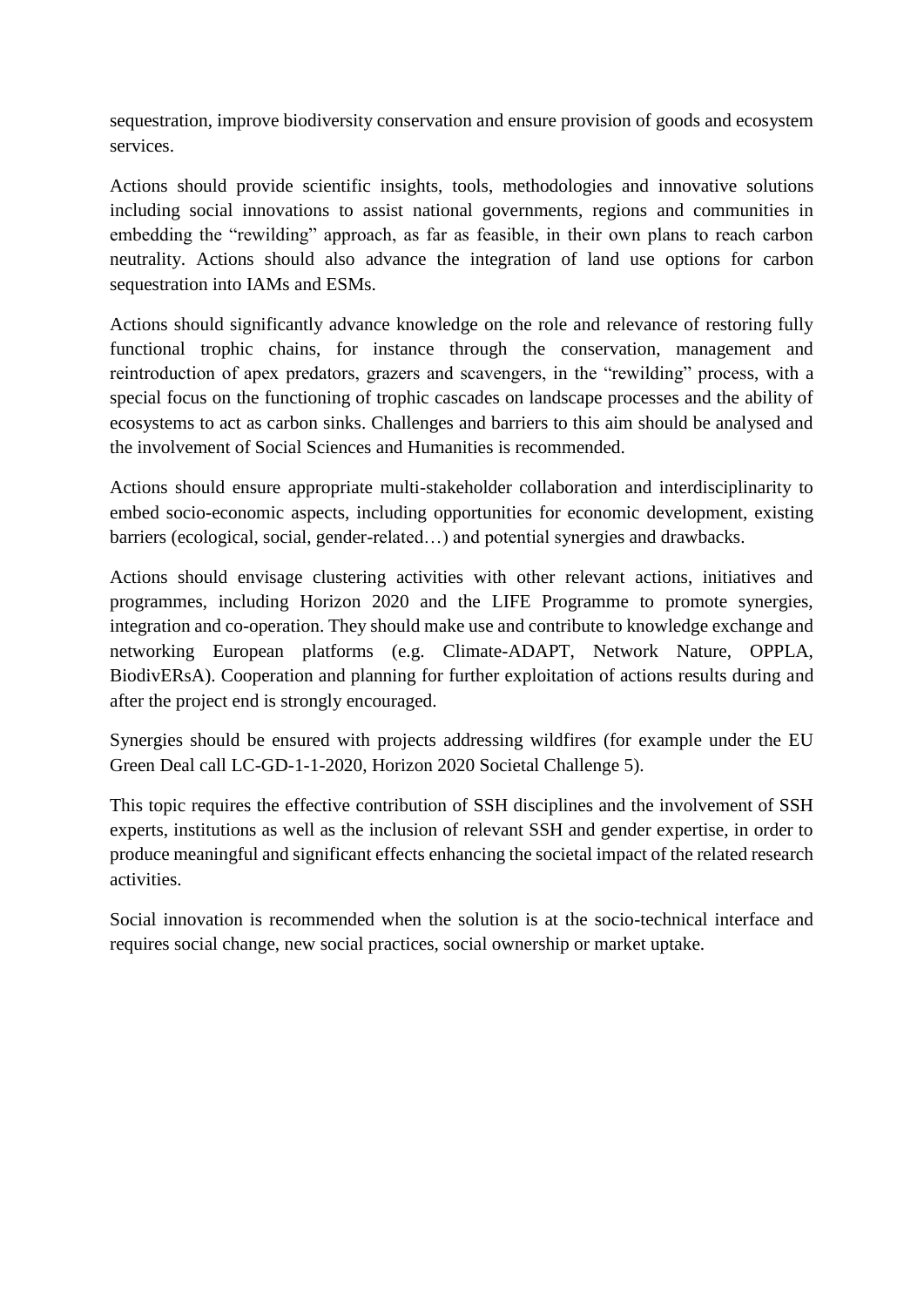sequestration, improve biodiversity conservation and ensure provision of goods and ecosystem services.

Actions should provide scientific insights, tools, methodologies and innovative solutions including social innovations to assist national governments, regions and communities in embedding the "rewilding" approach, as far as feasible, in their own plans to reach carbon neutrality. Actions should also advance the integration of land use options for carbon sequestration into IAMs and ESMs.

Actions should significantly advance knowledge on the role and relevance of restoring fully functional trophic chains, for instance through the conservation, management and reintroduction of apex predators, grazers and scavengers, in the "rewilding" process, with a special focus on the functioning of trophic cascades on landscape processes and the ability of ecosystems to act as carbon sinks. Challenges and barriers to this aim should be analysed and the involvement of Social Sciences and Humanities is recommended.

Actions should ensure appropriate multi-stakeholder collaboration and interdisciplinarity to embed socio-economic aspects, including opportunities for economic development, existing barriers (ecological, social, gender-related…) and potential synergies and drawbacks.

Actions should envisage clustering activities with other relevant actions, initiatives and programmes, including Horizon 2020 and the LIFE Programme to promote synergies, integration and co-operation. They should make use and contribute to knowledge exchange and networking European platforms (e.g. Climate-ADAPT, Network Nature, OPPLA, BiodivERsA). Cooperation and planning for further exploitation of actions results during and after the project end is strongly encouraged.

Synergies should be ensured with projects addressing wildfires (for example under the EU Green Deal call LC-GD-1-1-2020, Horizon 2020 Societal Challenge 5).

This topic requires the effective contribution of SSH disciplines and the involvement of SSH experts, institutions as well as the inclusion of relevant SSH and gender expertise, in order to produce meaningful and significant effects enhancing the societal impact of the related research activities.

Social innovation is recommended when the solution is at the socio-technical interface and requires social change, new social practices, social ownership or market uptake.